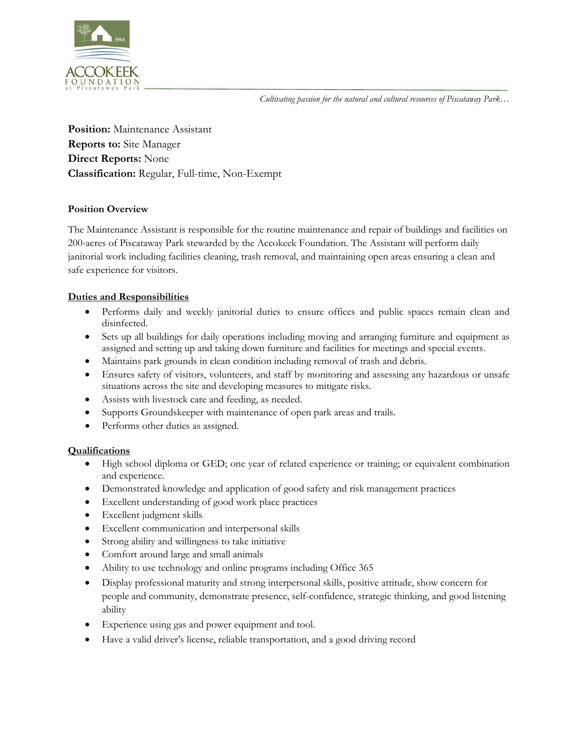ACCOKEEK FOUNDATION at Piscataway Park

*Cultivating passion for the natural and cultural resources of Piscataway Park…*

**Position:** Maintenance Assistant
**Reports to:** Site Manager
**Direct Reports:** None
**Classification:** Regular, Full-time, Non-Exempt

**Position Overview**

The Maintenance Assistant is responsible for the routine maintenance and repair of buildings and facilities on 200-acres of Piscataway Park stewarded by the Accokeek Foundation. The Assistant will perform daily janitorial work including facilities cleaning, trash removal, and maintaining open areas ensuring a clean and safe experience for visitors.

**Duties and Responsibilities**

- Performs daily and weekly janitorial duties to ensure offices and public spaces remain clean and disinfected.
- Sets up all buildings for daily operations including moving and arranging furniture and equipment as assigned and setting up and taking down furniture and facilities for meetings and special events.
- Maintains park grounds in clean condition including removal of trash and debris.
- Ensures safety of visitors, volunteers, and staff by monitoring and assessing any hazardous or unsafe situations across the site and developing measures to mitigate risks.
- Assists with livestock care and feeding, as needed.
- Supports Groundskeeper with maintenance of open park areas and trails.
- Performs other duties as assigned.

**Qualifications**

- High school diploma or GED; one year of related experience or training; or equivalent combination and experience.
- Demonstrated knowledge and application of good safety and risk management practices
- Excellent understanding of good work place practices
- Excellent judgment skills
- Excellent communication and interpersonal skills
- Strong ability and willingness to take initiative
- Comfort around large and small animals
- Ability to use technology and online programs including Office 365
- Display professional maturity and strong interpersonal skills, positive attitude, show concern for people and community, demonstrate presence, self-confidence, strategic thinking, and good listening ability
- Experience using gas and power equipment and tool.
- Have a valid driver's license, reliable transportation, and a good driving record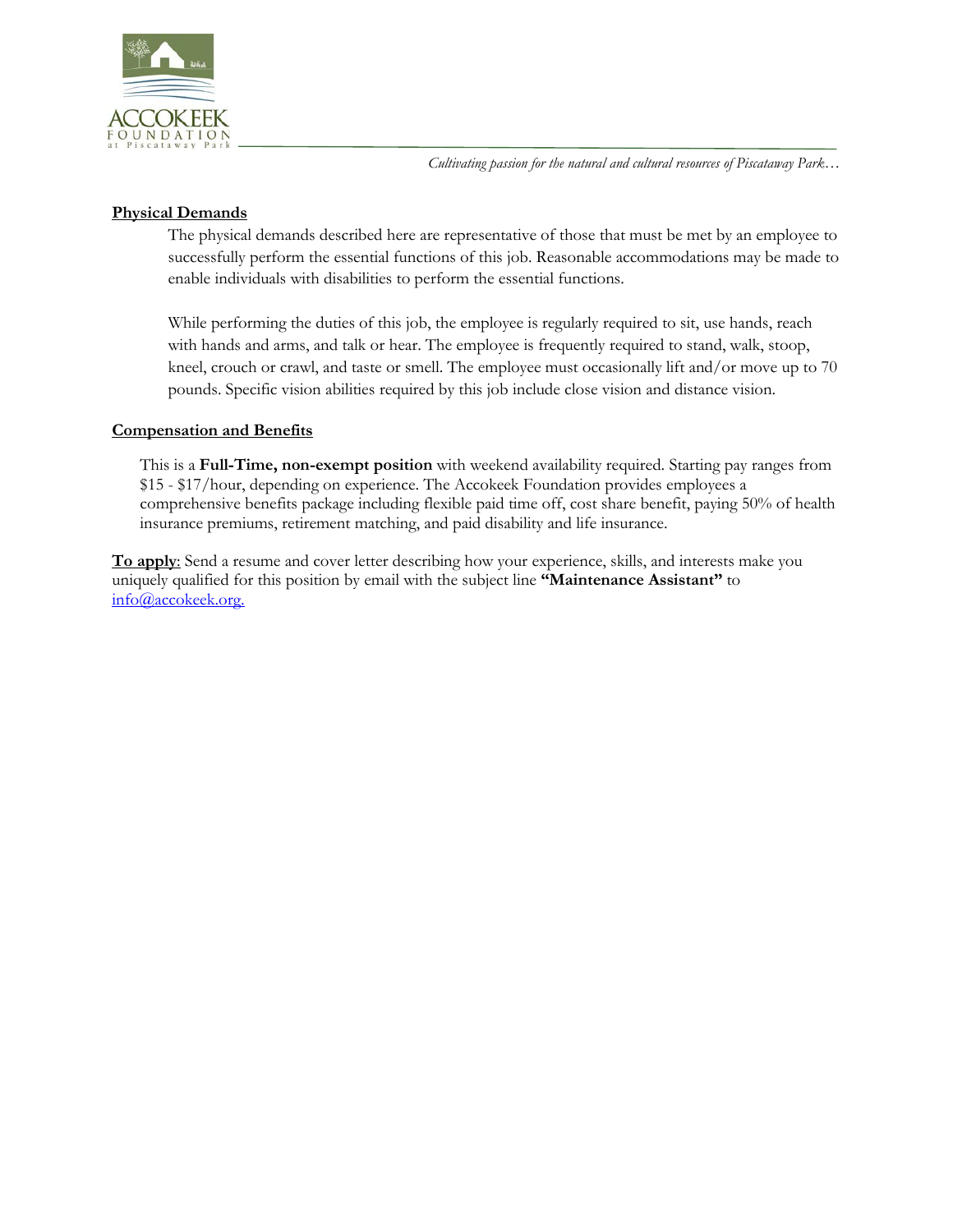## Physical Demands

The physical demands described here are representative of those that must be met by an employee to successfully perform the essential functions of this job. Reasonable accommodations may be made to enable individuals with disabilities to perform the essential functions.

While performing the duties of this job, the employee is regularly required to sit, use hands, reach with hands and arms, and talk or hear. The employee is frequently required to stand, walk, stoop, kneel, crouch or crawl, and taste or smell. The employee must occasionally lift and/or move up to 70 pounds. Specific vision abilities required by this job include close vision and distance vision.

## Compensation and Benefits

This is a **Full-Time, non-exempt position** with weekend availability required. Starting pay ranges from $15 - $17/hour, depending on experience. The Accokeek Foundation provides employees a comprehensive benefits package including flexible paid time off, cost share benefit, paying 50% of health insurance premiums, retirement matching, and paid disability and life insurance.

**To apply**: Send a resume and cover letter describing how your experience, skills, and interests make you uniquely qualified for this position by email with the subject line **"Maintenance Assistant"** to info@accokeek.org.